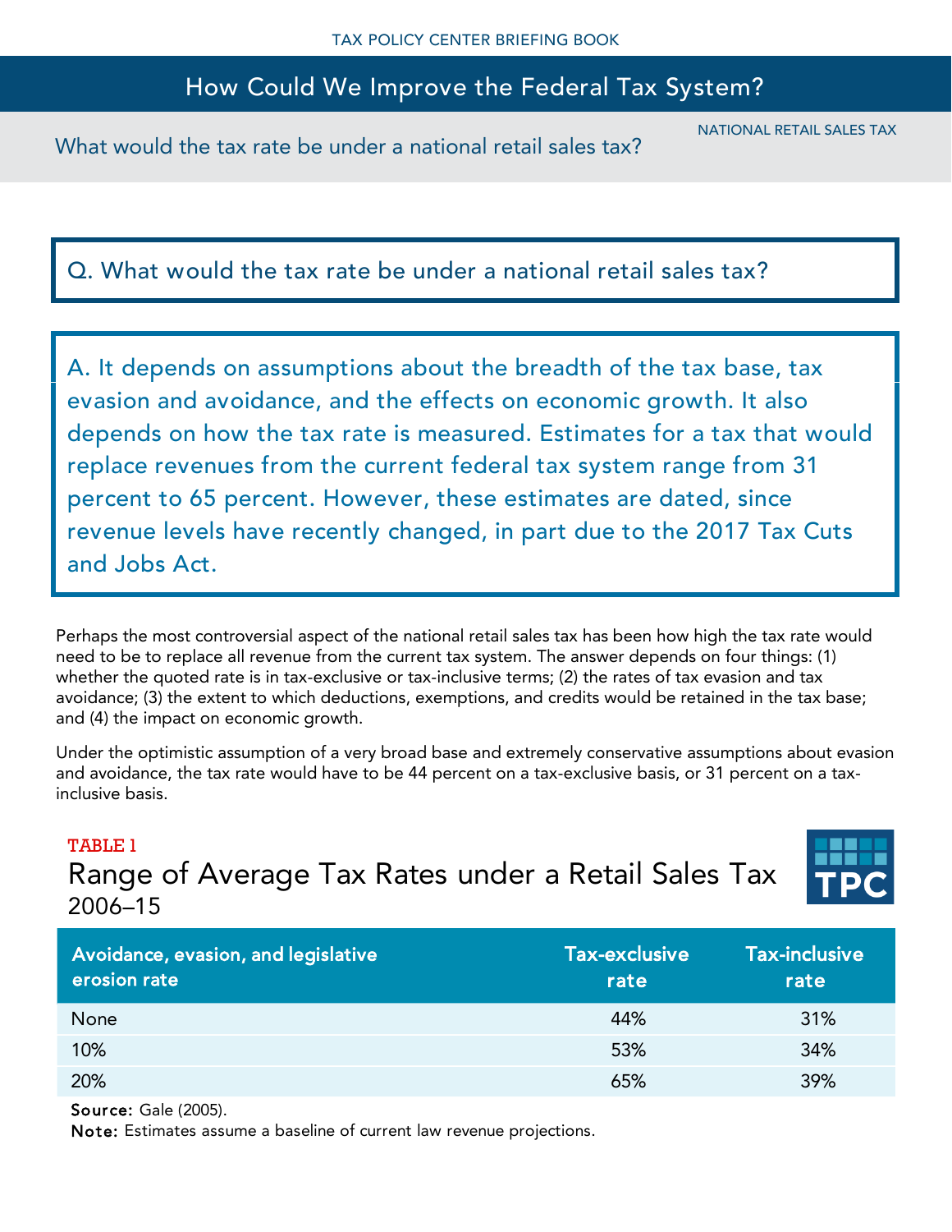TAX POLICY CENTER BRIEFING BOOK

# How Could We Improve the Federal Tax System?

NATIONAL RETAIL SALES TAX

## What would the tax rate be under a national retail sales tax?

**Q. What would the tax rate be under a national retail sales tax?**

**A. It depends on assumptions about the breadth of the tax base, tax evasion and avoidance, and the effects on economic growth. It also depends on how the tax rate is measured. Estimates for a tax that would replace revenues from the current federal tax system range from 31 percent to 65 percent. However, these estimates are dated, since revenue levels have recently changed, in part due to the 2017 Tax Cuts and Jobs Act.**

Perhaps the most controversial aspect of the national retail sales tax has been how high the tax rate would need to be to replace all revenue from the current tax system. The answer depends on four things: (1) whether the quoted rate is in tax-exclusive or tax-inclusive terms; (2) the rates of tax evasion and tax avoidance; (3) the extent to which deductions, exemptions, and credits would be retained in the tax base; and (4) the impact on economic growth.

Under the optimistic assumption of a very broad base and extremely conservative assumptions about evasion and avoidance, the tax rate would have to be 44 percent on a tax-exclusive basis, or 31 percent on a tax-inclusive basis.

TABLE 1

### Range of Average Tax Rates under a Retail Sales Tax
2006–15

| Avoidance, evasion, and legislative erosion rate | Tax-exclusive rate | Tax-inclusive rate |
|---|---|---|
| None | 44% | 31% |
| 10% | 53% | 34% |
| 20% | 65% | 39% |

**Source:** Gale (2005).
**Note:** Estimates assume a baseline of current law revenue projections.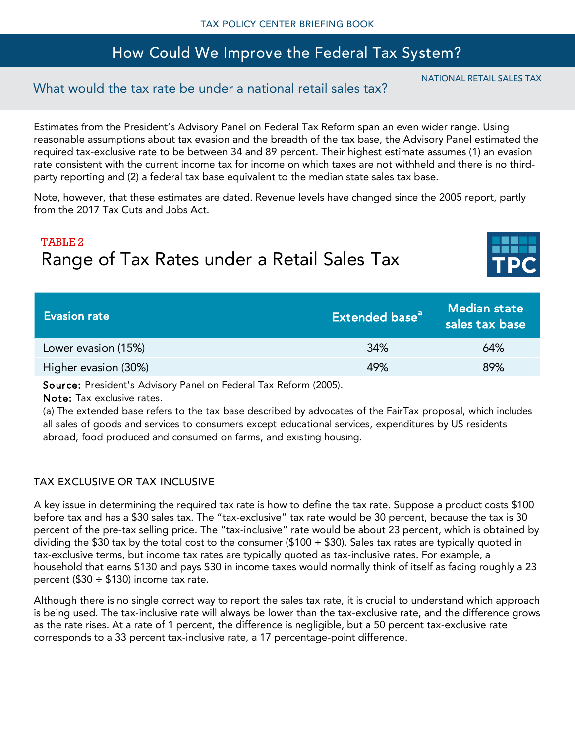## What would the tax rate be under a national retail sales tax?

NATIONAL RETAIL SALES TAX

Estimates from the President's Advisory Panel on Federal Tax Reform span an even wider range. Using reasonable assumptions about tax evasion and the breadth of the tax base, the Advisory Panel estimated the required tax-exclusive rate to be between 34 and 89 percent. Their highest estimate assumes (1) an evasion rate consistent with the current income tax for income on which taxes are not withheld and there is no third-party reporting and (2) a federal tax base equivalent to the median state sales tax base.

Note, however, that these estimates are dated. Revenue levels have changed since the 2005 report, partly from the 2017 Tax Cuts and Jobs Act.

TABLE 2

### Range of Tax Rates under a Retail Sales Tax

| Evasion rate | Extended base[a] | Median state sales tax base |
|---|---|---|
| Lower evasion (15%) | 34% | 64% |
| Higher evasion (30%) | 49% | 89% |

**Source:** President's Advisory Panel on Federal Tax Reform (2005).

**Note:** Tax exclusive rates.

(a) The extended base refers to the tax base described by advocates of the FairTax proposal, which includes all sales of goods and services to consumers except educational services, expenditures by US residents abroad, food produced and consumed on farms, and existing housing.

### TAX EXCLUSIVE OR TAX INCLUSIVE

A key issue in determining the required tax rate is how to define the tax rate. Suppose a product costs $100 before tax and has a $30 sales tax. The "tax-exclusive" tax rate would be 30 percent, because the tax is 30 percent of the pre-tax selling price. The "tax-inclusive" rate would be about 23 percent, which is obtained by dividing the $30 tax by the total cost to the consumer ($100 + $30). Sales tax rates are typically quoted in tax-exclusive terms, but income tax rates are typically quoted as tax-inclusive rates. For example, a household that earns $130 and pays $30 in income taxes would normally think of itself as facing roughly a 23 percent ($30 ÷ $130) income tax rate.

Although there is no single correct way to report the sales tax rate, it is crucial to understand which approach is being used. The tax-inclusive rate will always be lower than the tax-exclusive rate, and the difference grows as the rate rises. At a rate of 1 percent, the difference is negligible, but a 50 percent tax-exclusive rate corresponds to a 33 percent tax-inclusive rate, a 17 percentage-point difference.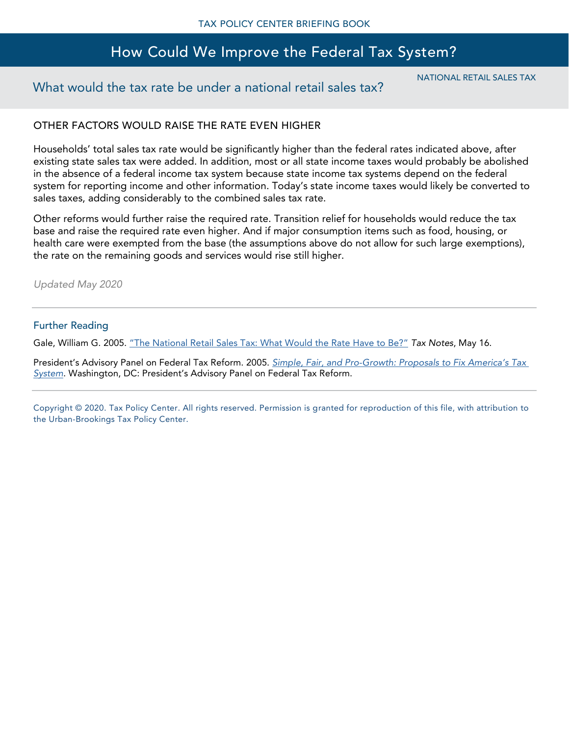# How Could We Improve the Federal Tax System?

NATIONAL RETAIL SALES TAX

## What would the tax rate be under a national retail sales tax?

### OTHER FACTORS WOULD RAISE THE RATE EVEN HIGHER

Households' total sales tax rate would be significantly higher than the federal rates indicated above, after existing state sales tax were added. In addition, most or all state income taxes would probably be abolished in the absence of a federal income tax system because state income tax systems depend on the federal system for reporting income and other information. Today's state income taxes would likely be converted to sales taxes, adding considerably to the combined sales tax rate.

Other reforms would further raise the required rate. Transition relief for households would reduce the tax base and raise the required rate even higher. And if major consumption items such as food, housing, or health care were exempted from the base (the assumptions above do not allow for such large exemptions), the rate on the remaining goods and services would rise still higher.

*Updated May 2020*

---

### Further Reading

Gale, William G. 2005. "The National Retail Sales Tax: What Would the Rate Have to Be?" *Tax Notes*, May 16.

President's Advisory Panel on Federal Tax Reform. 2005. *Simple, Fair, and Pro-Growth: Proposals to Fix America's Tax System*. Washington, DC: President's Advisory Panel on Federal Tax Reform.

---

Copyright © 2020. Tax Policy Center. All rights reserved. Permission is granted for reproduction of this file, with attribution to the Urban-Brookings Tax Policy Center.